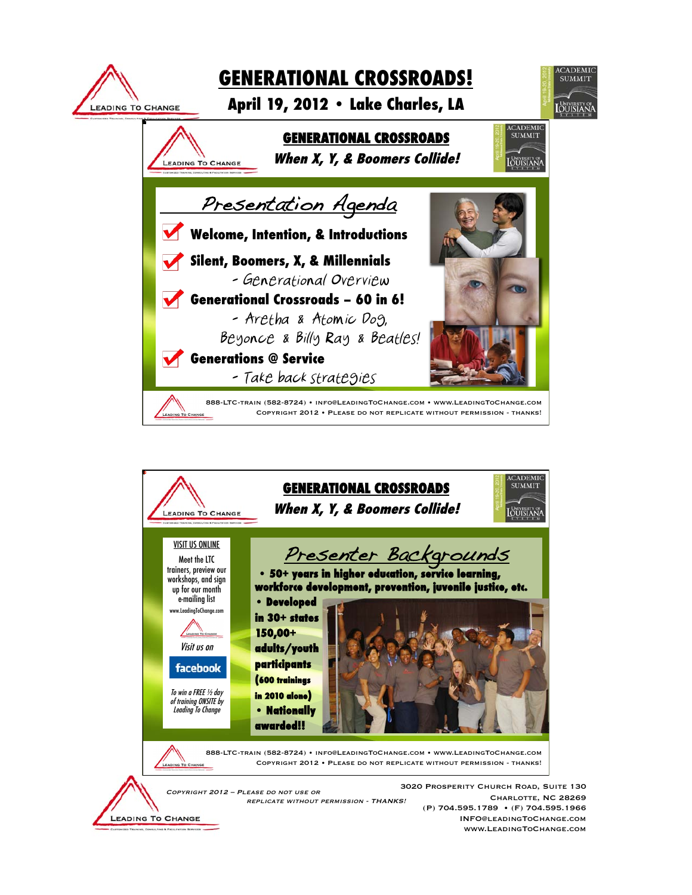# GENERATIONAL CROSSROADS!

## April 19, 2012 • Lake Charles, LA

### GENERATIONAL CROSSROADS

***When X, Y, & Boomers Collide!***

## Presentation Agenda

- **Welcome, Intention, & Introductions**
- **Silent, Boomers, X, & Millennials**
  - Generational Overview
- **Generational Crossroads – 60 in 6!**
  - Aretha & Atomic Dog, Beyonce & Billy Ray & Beatles!
- **Generations @ Service**
  - Take back strategies

888-LTC-TRAIN (582-8724) • INFO@LEADINGTOCHANGE.COM • WWW.LEADINGTOCHANGE.COM
COPYRIGHT 2012 • PLEASE DO NOT REPLICATE WITHOUT PERMISSION - THANKS!

### GENERATIONAL CROSSROADS

***When X, Y, & Boomers Collide!***

VISIT US ONLINE

Meet the LTC trainers, preview our workshops, and sign up for our month e-mailing list

www.LeadingToChange.com

*Visit us on* facebook

*To win a FREE ½ day of training ONSITE by Leading To Change*

## Presenter Backgrounds

- **50+ years in higher education, service learning, workforce development, prevention, juvenile justice, etc.**
- **Developed in 30+ states 150,00+ adults/youth participants (600 trainings in 2010 alone)**
- **Nationally awarded!!**

888-LTC-TRAIN (582-8724) • INFO@LEADINGTOCHANGE.COM • WWW.LEADINGTOCHANGE.COM
COPYRIGHT 2012 • PLEASE DO NOT REPLICATE WITHOUT PERMISSION - THANKS!

*COPYRIGHT 2012 – PLEASE DO NOT USE OR REPLICATE WITHOUT PERMISSION - THANKS!*

3020 PROSPERITY CHURCH ROAD, SUITE 130
CHARLOTTE, NC 28269
(P) 704.595.1789 • (F) 704.595.1966
INFO@LEADINGTOCHANGE.COM
WWW.LEADINGTOCHANGE.COM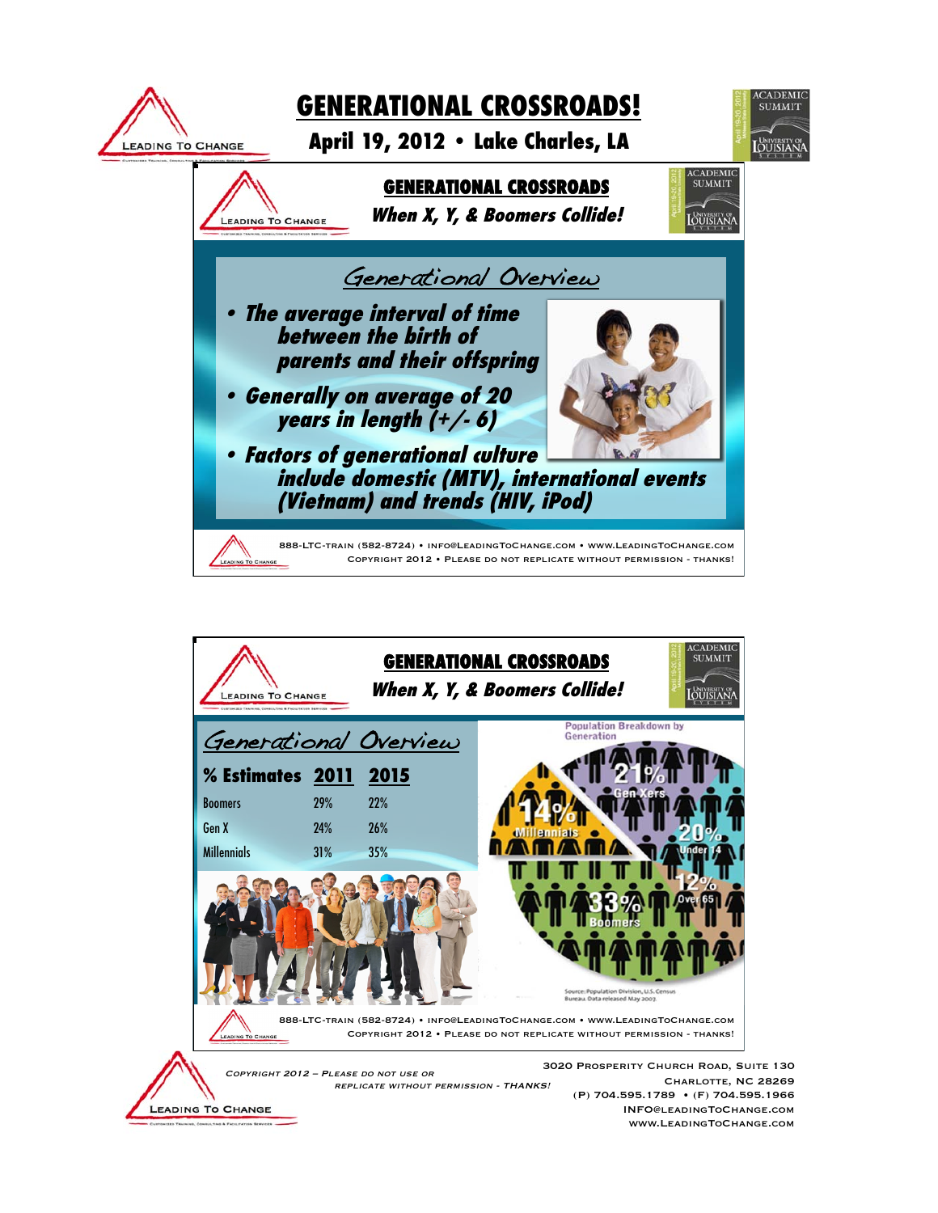# GENERATIONAL CROSSROADS!

## April 19, 2012 • Lake Charles, LA

### GENERATIONAL CROSSROADS

***When X, Y, & Boomers Collide!***

#### Generational Overview

- ***The average interval of time between the birth of parents and their offspring***
- ***Generally on average of 20 years in length (+/- 6)***
- ***Factors of generational culture include domestic (MTV), international events (Vietnam) and trends (HIV, iPod)***

888-LTC-TRAIN (582-8724) • INFO@LEADINGTOCHANGE.COM • WWW.LEADINGTOCHANGE.COM
COPYRIGHT 2012 • PLEASE DO NOT REPLICATE WITHOUT PERMISSION - THANKS!

### GENERATIONAL CROSSROADS

***When X, Y, & Boomers Collide!***

#### Generational Overview

| % Estimates | 2011 | 2015 |
|---|---|---|
| Boomers | 29% | 22% |
| Gen X | 24% | 26% |
| Millennials | 31% | 35% |

Population Breakdown by Generation

- 21% Gen Xers
- 14% Millennials
- 20% Under 14
- 12% Over 65
- 33% Boomers

Source: Population Division, U.S. Census Bureau. Data released May 2007.

888-LTC-TRAIN (582-8724) • INFO@LEADINGTOCHANGE.COM • WWW.LEADINGTOCHANGE.COM
COPYRIGHT 2012 • PLEASE DO NOT REPLICATE WITHOUT PERMISSION - THANKS!

*COPYRIGHT 2012 – PLEASE DO NOT USE OR REPLICATE WITHOUT PERMISSION - THANKS!*

3020 PROSPERITY CHURCH ROAD, SUITE 130
CHARLOTTE, NC 28269
(P) 704.595.1789 • (F) 704.595.1966
INFO@LEADINGTOCHANGE.COM
WWW.LEADINGTOCHANGE.COM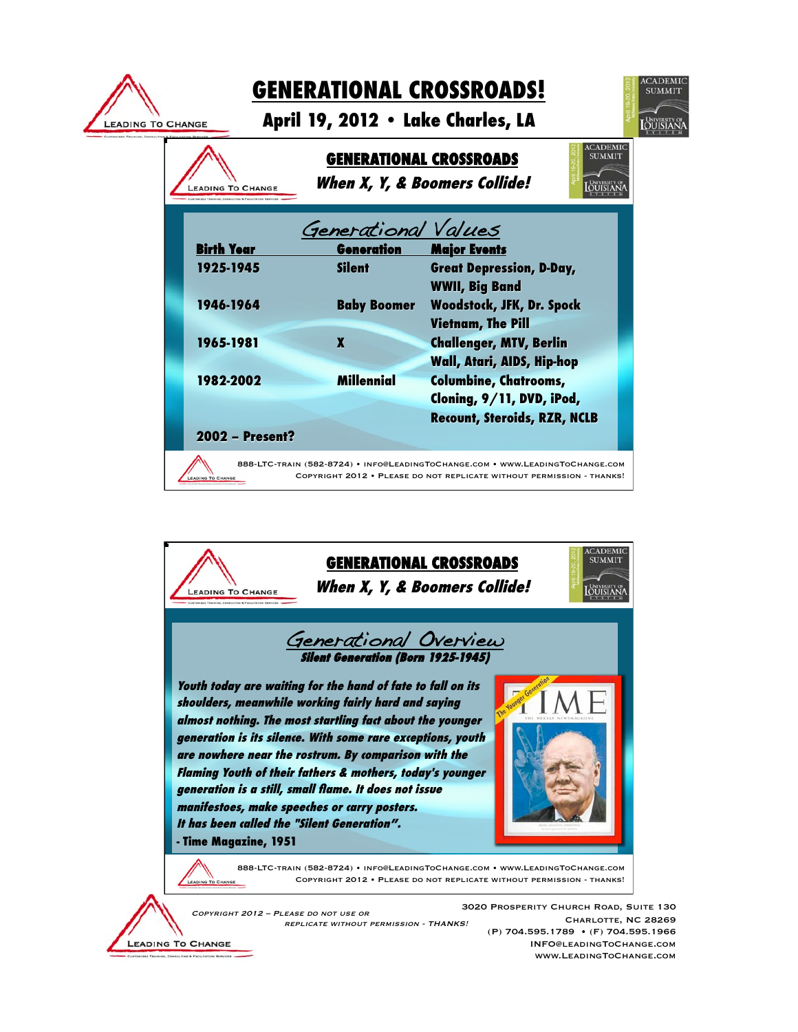# GENERATIONAL CROSSROADS!

## April 19, 2012 • Lake Charles, LA

### GENERATIONAL CROSSROADS

**When X, Y, & Boomers Collide!**

#### Generational Values

| Birth Year | Generation | Major Events |
|---|---|---|
| 1925-1945 | Silent | Great Depression, D-Day, WWII, Big Band |
| 1946-1964 | Baby Boomer | Woodstock, JFK, Dr. Spock Vietnam, The Pill |
| 1965-1981 | X | Challenger, MTV, Berlin Wall, Atari, AIDS, Hip-hop |
| 1982-2002 | Millennial | Columbine, Chatrooms, Cloning, 9/11, DVD, iPod, Recount, Steroids, RZR, NCLB |
| 2002 – Present? | | |

888-LTC-TRAIN (582-8724) • INFO@LEADINGTOCHANGE.COM • WWW.LEADINGTOCHANGE.COM
COPYRIGHT 2012 • PLEASE DO NOT REPLICATE WITHOUT PERMISSION - THANKS!

### GENERATIONAL CROSSROADS

**When X, Y, & Boomers Collide!**

#### Generational Overview

**Silent Generation (Born 1925-1945)**

*Youth today are waiting for the hand of fate to fall on its shoulders, meanwhile working fairly hard and saying almost nothing. The most startling fact about the younger generation is its silence. With some rare exceptions, youth are nowhere near the rostrum. By comparison with the Flaming Youth of their fathers & mothers, today's younger generation is a still, small flame. It does not issue manifestoes, make speeches or carry posters. It has been called the "Silent Generation".*

**- Time Magazine, 1951**

888-LTC-TRAIN (582-8724) • INFO@LEADINGTOCHANGE.COM • WWW.LEADINGTOCHANGE.COM
COPYRIGHT 2012 • PLEASE DO NOT REPLICATE WITHOUT PERMISSION - THANKS!

*COPYRIGHT 2012 – PLEASE DO NOT USE OR REPLICATE WITHOUT PERMISSION - THANKS!*

3020 PROSPERITY CHURCH ROAD, SUITE 130
CHARLOTTE, NC 28269
(P) 704.595.1789 • (F) 704.595.1966
INFO@LEADINGTOCHANGE.COM
WWW.LEADINGTOCHANGE.COM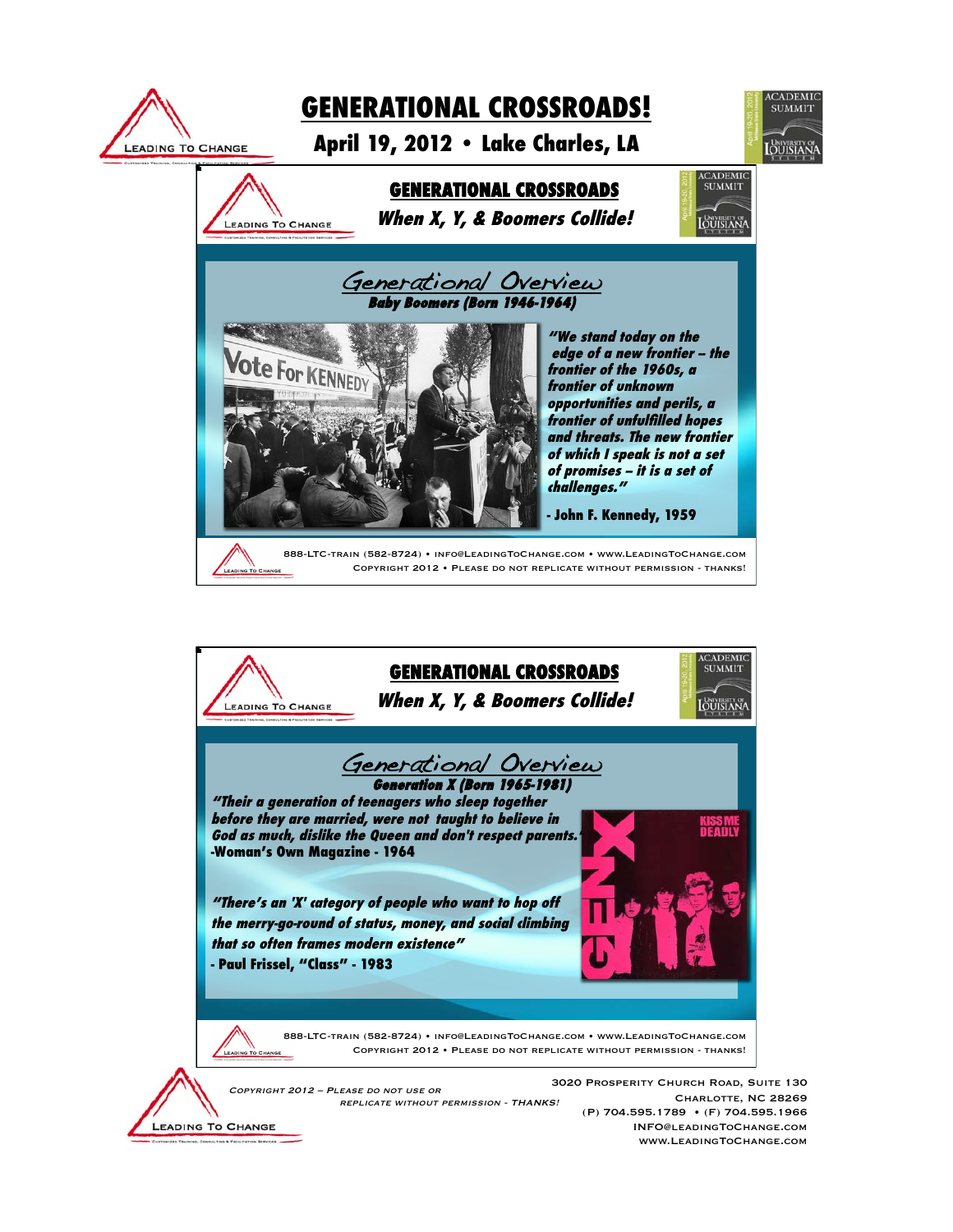# GENERATIONAL CROSSROADS!

## April 19, 2012 • Lake Charles, LA

### GENERATIONAL CROSSROADS

***When X, Y, & Boomers Collide!***

## Generational Overview

***Baby Boomers (Born 1946-1964)***

***"We stand today on the edge of a new frontier – the frontier of the 1960s, a frontier of unknown opportunities and perils, a frontier of unfulfilled hopes and threats. The new frontier of which I speak is not a set of promises – it is a set of challenges."***

**- John F. Kennedy, 1959**

888-LTC-TRAIN (582-8724) • INFO@LEADINGTOCHANGE.COM • WWW.LEADINGTOCHANGE.COM
COPYRIGHT 2012 • PLEASE DO NOT REPLICATE WITHOUT PERMISSION - THANKS!

### GENERATIONAL CROSSROADS

***When X, Y, & Boomers Collide!***

## Generational Overview

***Generation X (Born 1965-1981)***

***"Their a generation of teenagers who sleep together before they are married, were not taught to believe in God as much, dislike the Queen and don't respect parents."***
**-Woman's Own Magazine - 1964**

***"There's an 'X' category of people who want to hop off the merry-go-round of status, money, and social climbing that so often frames modern existence"***
**- Paul Frissel, "Class" - 1983**

888-LTC-TRAIN (582-8724) • INFO@LEADINGTOCHANGE.COM • WWW.LEADINGTOCHANGE.COM
COPYRIGHT 2012 • PLEASE DO NOT REPLICATE WITHOUT PERMISSION - THANKS!

*COPYRIGHT 2012 – PLEASE DO NOT USE OR REPLICATE WITHOUT PERMISSION - THANKS!*

3020 PROSPERITY CHURCH ROAD, SUITE 130
CHARLOTTE, NC 28269
(P) 704.595.1789 • (F) 704.595.1966
INFO@LEADINGTOCHANGE.COM
WWW.LEADINGTOCHANGE.COM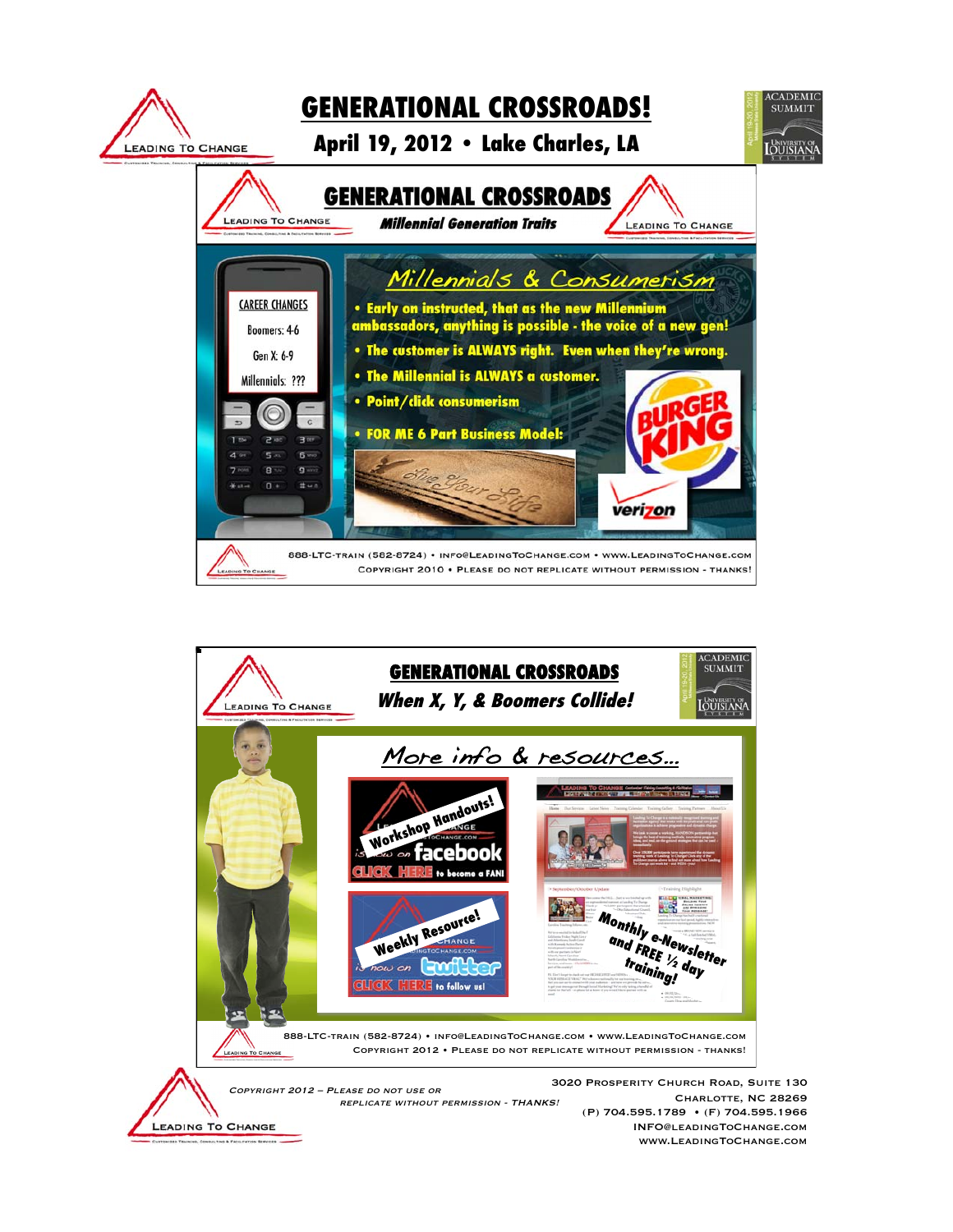# GENERATIONAL CROSSROADS!

## April 19, 2012 • Lake Charles, LA

### GENERATIONAL CROSSROADS

**Millennial Generation Traits**

CAREER CHANGES

Boomers: 4-6

Gen X: 6-9

Millennials: ???

**Millennials & Consumerism**

- **Early on instructed, that as the new Millennium ambassadors, anything is possible - the voice of a new gen!**
- **The customer is ALWAYS right. Even when they're wrong.**
- **The Millennial is ALWAYS a customer.**
- **Point/click consumerism**
- **FOR ME 6 Part Business Model:**

888-LTC-TRAIN (582-8724) • INFO@LEADINGTOCHANGE.COM • WWW.LEADINGTOCHANGE.COM
COPYRIGHT 2010 • PLEASE DO NOT REPLICATE WITHOUT PERMISSION - THANKS!

### GENERATIONAL CROSSROADS

**When X, Y, & Boomers Collide!**

**More info & resources...**

- Workshop Handouts! ... is now on facebook — CLICK HERE to become a FAN!
- Weekly Resource! ... is now on twitter — CLICK HERE to follow us!
- Monthly e-Newsletter and FREE ½ day training!

888-LTC-TRAIN (582-8724) • INFO@LEADINGTOCHANGE.COM • WWW.LEADINGTOCHANGE.COM
COPYRIGHT 2012 • PLEASE DO NOT REPLICATE WITHOUT PERMISSION - THANKS!

*COPYRIGHT 2012 – PLEASE DO NOT USE OR REPLICATE WITHOUT PERMISSION - THANKS!*

3020 PROSPERITY CHURCH ROAD, SUITE 130
CHARLOTTE, NC 28269
(P) 704.595.1789 • (F) 704.595.1966
INFO@LEADINGTOCHANGE.COM
WWW.LEADINGTOCHANGE.COM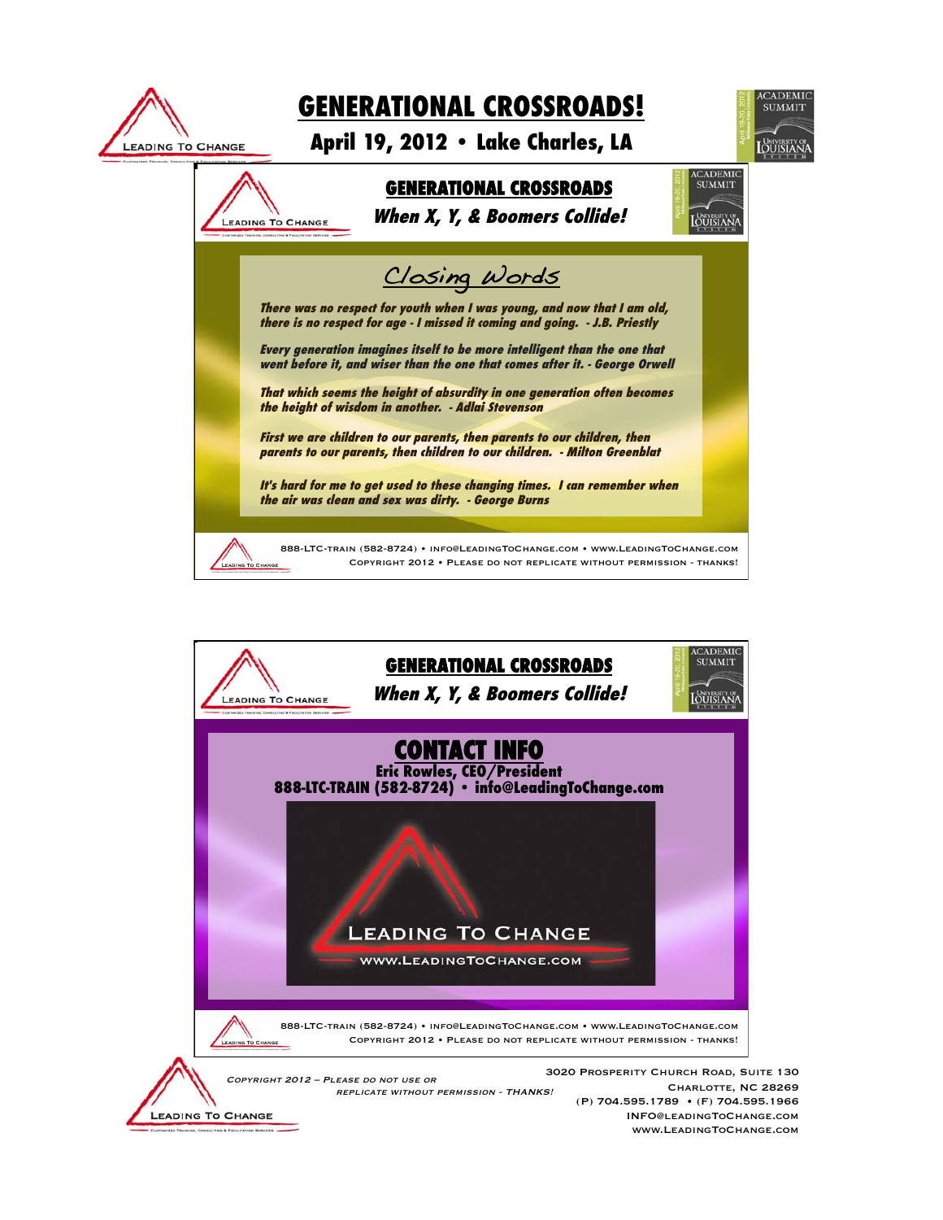# GENERATIONAL CROSSROADS!

## April 19, 2012 • Lake Charles, LA

### GENERATIONAL CROSSROADS
### *When X, Y, & Boomers Collide!*

## Closing Words

***There was no respect for youth when I was young, and now that I am old, there is no respect for age - I missed it coming and going. - J.B. Priestly***

***Every generation imagines itself to be more intelligent than the one that went before it, and wiser than the one that comes after it. - George Orwell***

***That which seems the height of absurdity in one generation often becomes the height of wisdom in another. - Adlai Stevenson***

***First we are children to our parents, then parents to our children, then parents to our parents, then children to our children. - Milton Greenblat***

***It's hard for me to get used to these changing times. I can remember when the air was clean and sex was dirty. - George Burns***

888-LTC-TRAIN (582-8724) • INFO@LEADINGTOCHANGE.COM • WWW.LEADINGTOCHANGE.COM
COPYRIGHT 2012 • PLEASE DO NOT REPLICATE WITHOUT PERMISSION - THANKS!

### GENERATIONAL CROSSROADS
### *When X, Y, & Boomers Collide!*

## CONTACT INFO

**Eric Rowles, CEO/President**
**888-LTC-TRAIN (582-8724) • info@LeadingToChange.com**

LEADING TO CHANGE
WWW.LEADINGTOCHANGE.COM

888-LTC-TRAIN (582-8724) • INFO@LEADINGTOCHANGE.COM • WWW.LEADINGTOCHANGE.COM
COPYRIGHT 2012 • PLEASE DO NOT REPLICATE WITHOUT PERMISSION - THANKS!

*COPYRIGHT 2012 – PLEASE DO NOT USE OR REPLICATE WITHOUT PERMISSION - THANKS!*

3020 PROSPERITY CHURCH ROAD, SUITE 130
CHARLOTTE, NC 28269
(P) 704.595.1789 • (F) 704.595.1966
INFO@LEADINGTOCHANGE.COM
WWW.LEADINGTOCHANGE.COM